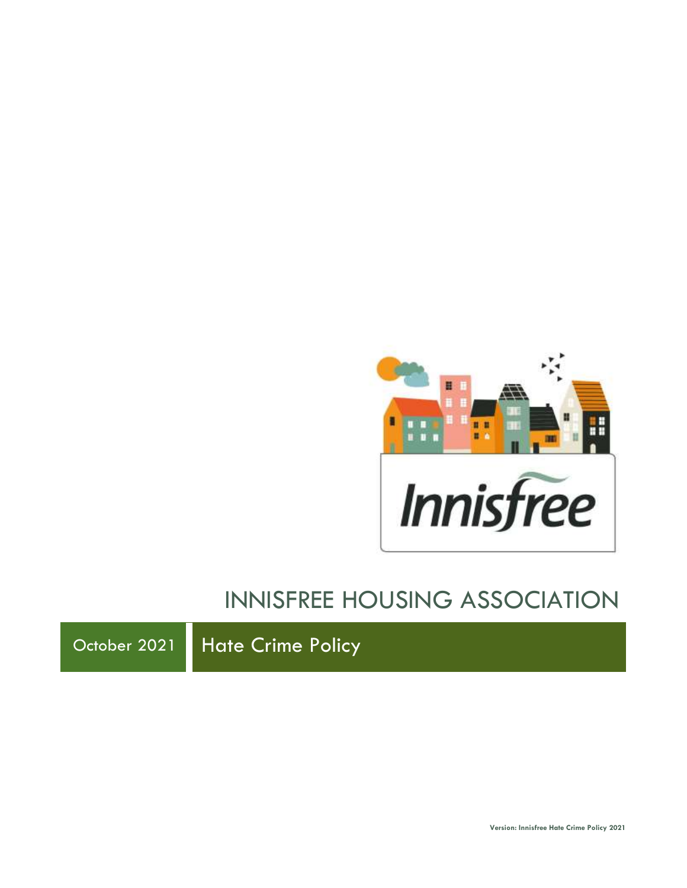Innisfree

# INNISFREE HOUSING ASSOCIATION

October 2021

## Hate Crime Policy

Version: Innisfree Hate Crime Policy 2021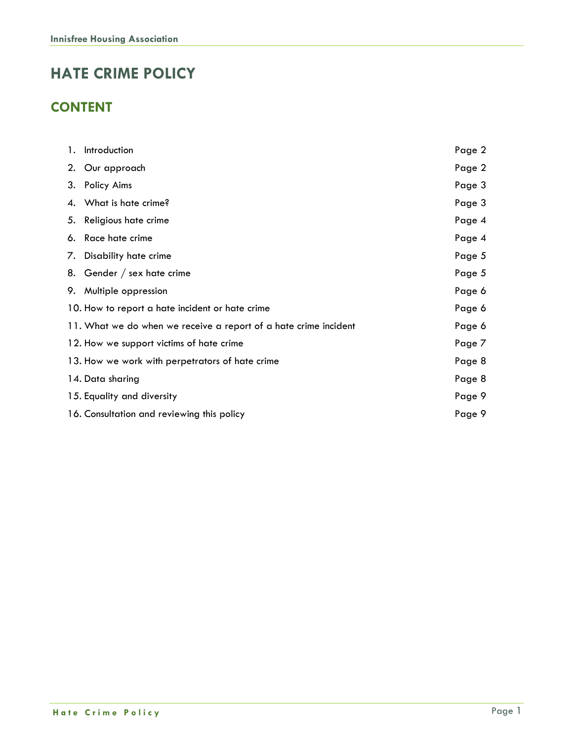# HATE CRIME POLICY

## CONTENT

| | |
|---|---|
| 1. Introduction | Page 2 |
| 2. Our approach | Page 2 |
| 3. Policy Aims | Page 3 |
| 4. What is hate crime? | Page 3 |
| 5. Religious hate crime | Page 4 |
| 6. Race hate crime | Page 4 |
| 7. Disability hate crime | Page 5 |
| 8. Gender / sex hate crime | Page 5 |
| 9. Multiple oppression | Page 6 |
| 10. How to report a hate incident or hate crime | Page 6 |
| 11. What we do when we receive a report of a hate crime incident | Page 6 |
| 12. How we support victims of hate crime | Page 7 |
| 13. How we work with perpetrators of hate crime | Page 8 |
| 14. Data sharing | Page 8 |
| 15. Equality and diversity | Page 9 |
| 16. Consultation and reviewing this policy | Page 9 |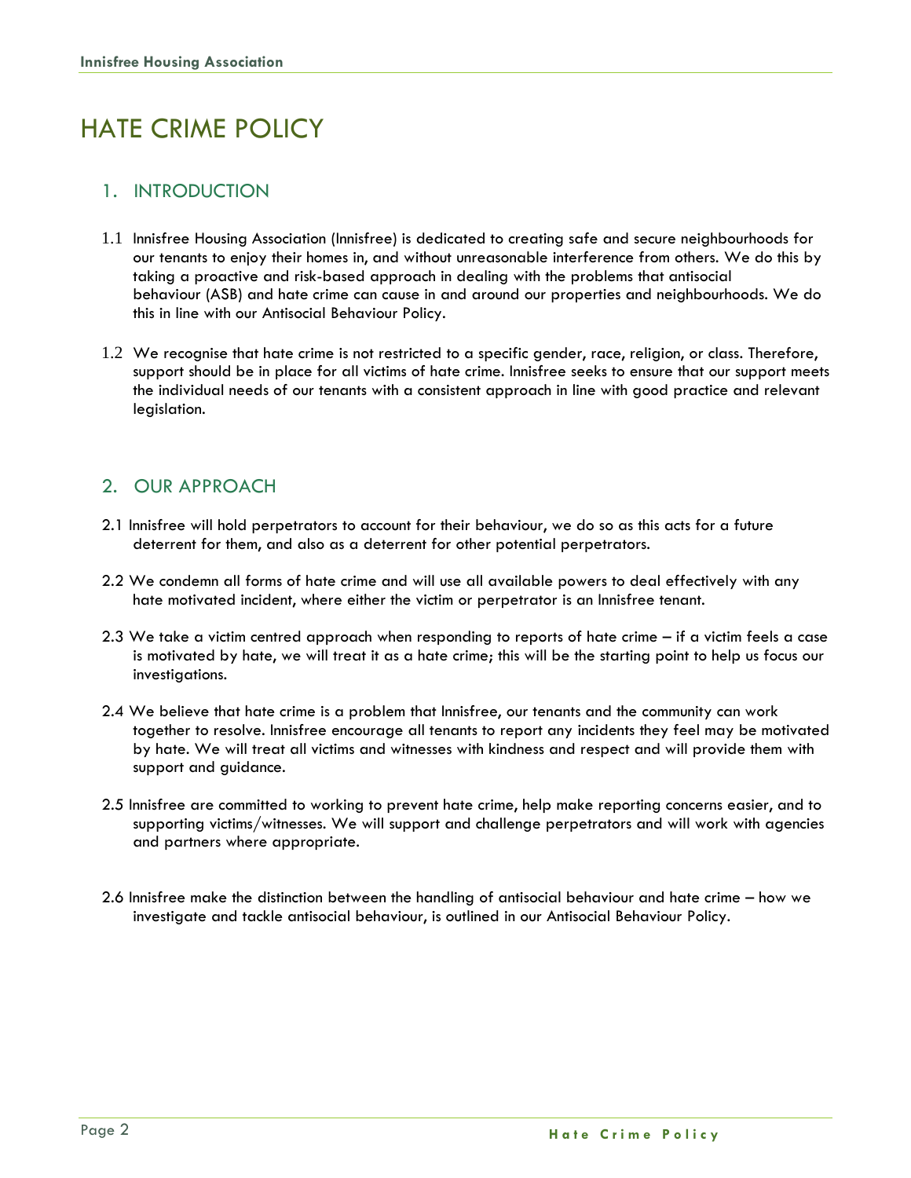# HATE CRIME POLICY

## 1. INTRODUCTION

1.1 Innisfree Housing Association (Innisfree) is dedicated to creating safe and secure neighbourhoods for our tenants to enjoy their homes in, and without unreasonable interference from others. We do this by taking a proactive and risk-based approach in dealing with the problems that antisocial behaviour (ASB) and hate crime can cause in and around our properties and neighbourhoods. We do this in line with our Antisocial Behaviour Policy.

1.2 We recognise that hate crime is not restricted to a specific gender, race, religion, or class. Therefore, support should be in place for all victims of hate crime. Innisfree seeks to ensure that our support meets the individual needs of our tenants with a consistent approach in line with good practice and relevant legislation.

## 2. OUR APPROACH

2.1 Innisfree will hold perpetrators to account for their behaviour, we do so as this acts for a future deterrent for them, and also as a deterrent for other potential perpetrators.

2.2 We condemn all forms of hate crime and will use all available powers to deal effectively with any hate motivated incident, where either the victim or perpetrator is an Innisfree tenant.

2.3 We take a victim centred approach when responding to reports of hate crime – if a victim feels a case is motivated by hate, we will treat it as a hate crime; this will be the starting point to help us focus our investigations.

2.4 We believe that hate crime is a problem that Innisfree, our tenants and the community can work together to resolve. Innisfree encourage all tenants to report any incidents they feel may be motivated by hate. We will treat all victims and witnesses with kindness and respect and will provide them with support and guidance.

2.5 Innisfree are committed to working to prevent hate crime, help make reporting concerns easier, and to supporting victims/witnesses. We will support and challenge perpetrators and will work with agencies and partners where appropriate.

2.6 Innisfree make the distinction between the handling of antisocial behaviour and hate crime – how we investigate and tackle antisocial behaviour, is outlined in our Antisocial Behaviour Policy.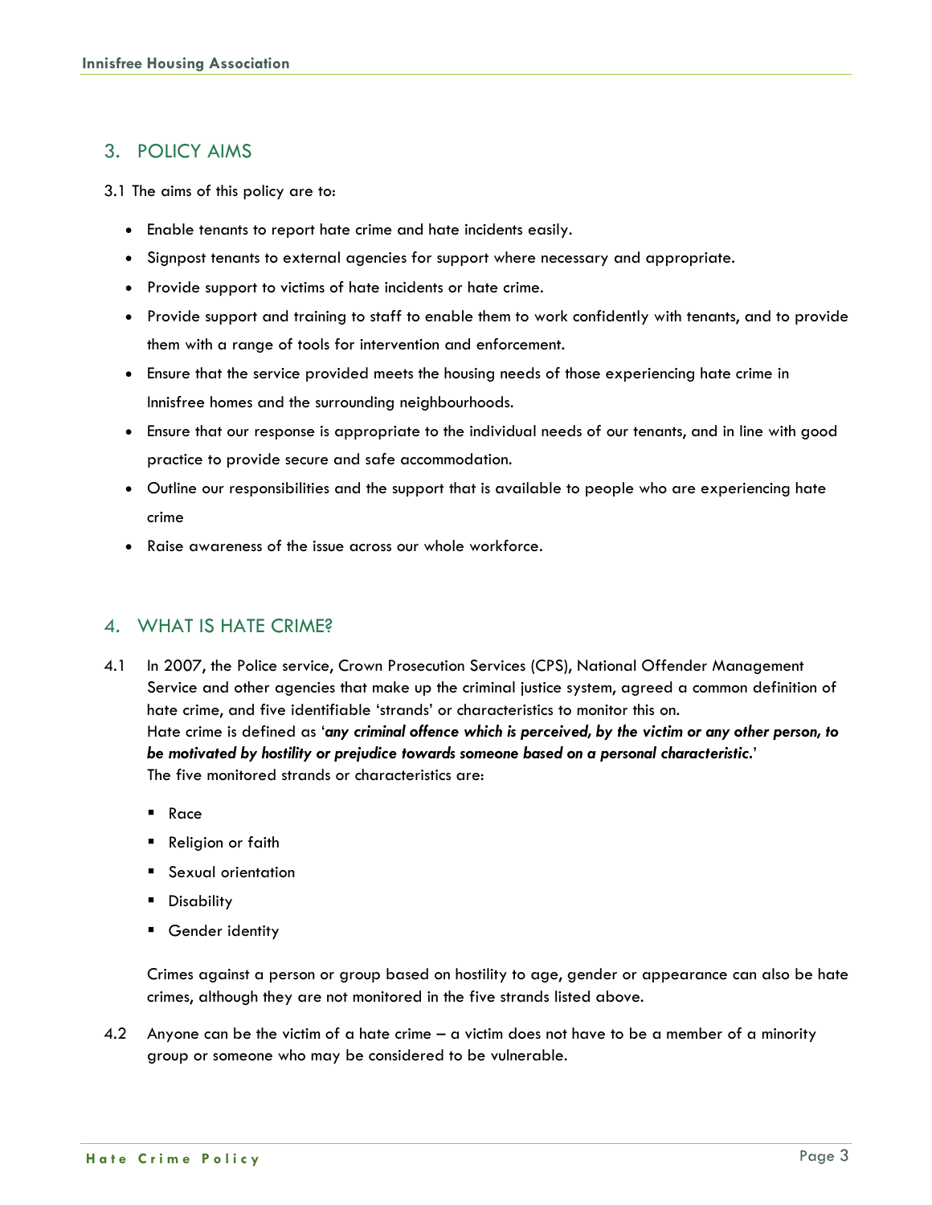## 3. POLICY AIMS

3.1 The aims of this policy are to:

- Enable tenants to report hate crime and hate incidents easily.
- Signpost tenants to external agencies for support where necessary and appropriate.
- Provide support to victims of hate incidents or hate crime.
- Provide support and training to staff to enable them to work confidently with tenants, and to provide them with a range of tools for intervention and enforcement.
- Ensure that the service provided meets the housing needs of those experiencing hate crime in Innisfree homes and the surrounding neighbourhoods.
- Ensure that our response is appropriate to the individual needs of our tenants, and in line with good practice to provide secure and safe accommodation.
- Outline our responsibilities and the support that is available to people who are experiencing hate crime
- Raise awareness of the issue across our whole workforce.

## 4. WHAT IS HATE CRIME?

4.1 In 2007, the Police service, Crown Prosecution Services (CPS), National Offender Management Service and other agencies that make up the criminal justice system, agreed a common definition of hate crime, and five identifiable 'strands' or characteristics to monitor this on.
Hate crime is defined as '***any criminal offence which is perceived, by the victim or any other person, to be motivated by hostility or prejudice towards someone based on a personal characteristic.***'
The five monitored strands or characteristics are:

- Race
- Religion or faith
- Sexual orientation
- Disability
- Gender identity

Crimes against a person or group based on hostility to age, gender or appearance can also be hate crimes, although they are not monitored in the five strands listed above.

4.2 Anyone can be the victim of a hate crime – a victim does not have to be a member of a minority group or someone who may be considered to be vulnerable.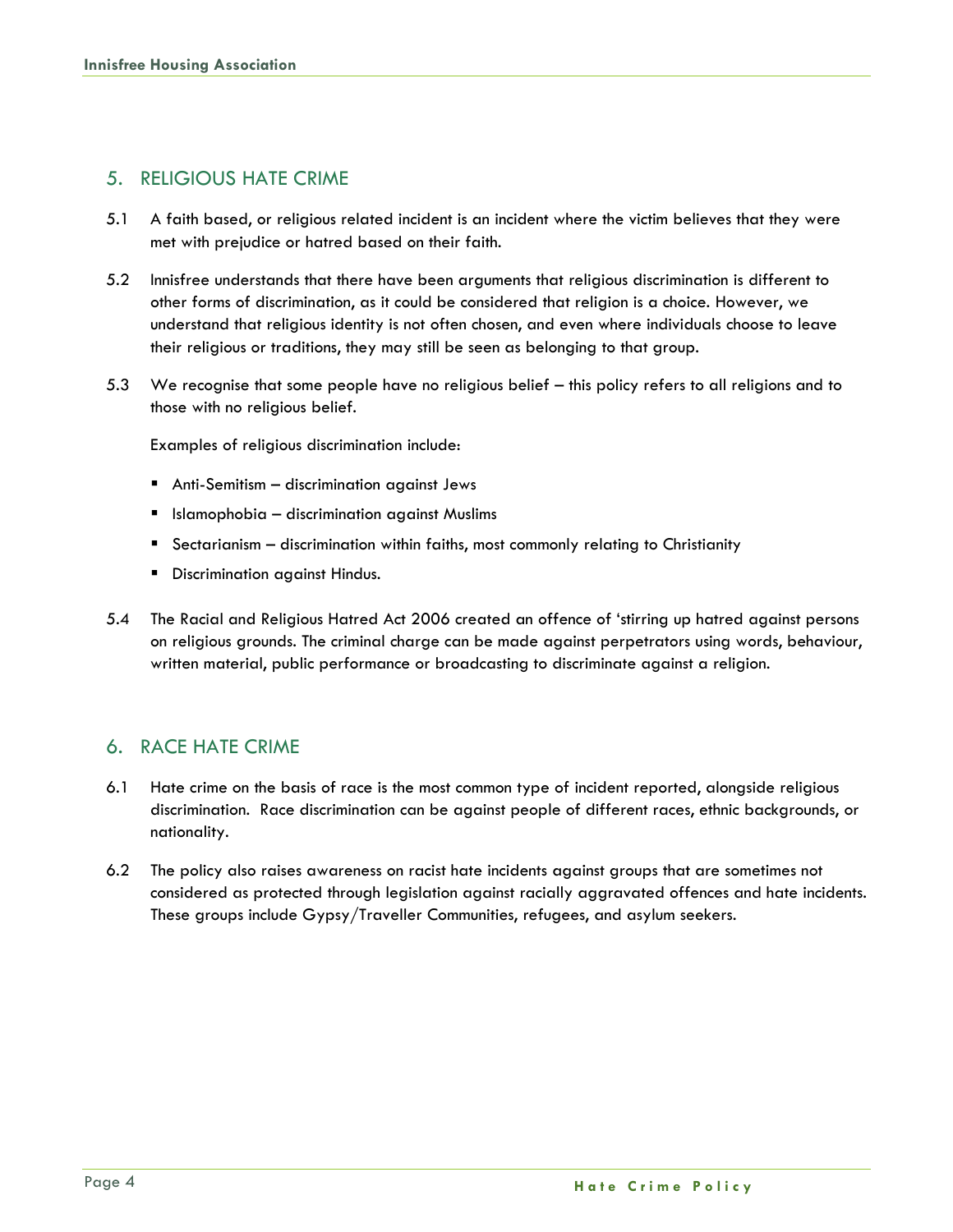## 5. RELIGIOUS HATE CRIME

5.1 A faith based, or religious related incident is an incident where the victim believes that they were met with prejudice or hatred based on their faith.

5.2 Innisfree understands that there have been arguments that religious discrimination is different to other forms of discrimination, as it could be considered that religion is a choice. However, we understand that religious identity is not often chosen, and even where individuals choose to leave their religious or traditions, they may still be seen as belonging to that group.

5.3 We recognise that some people have no religious belief – this policy refers to all religions and to those with no religious belief.

Examples of religious discrimination include:

- Anti-Semitism – discrimination against Jews
- Islamophobia – discrimination against Muslims
- Sectarianism – discrimination within faiths, most commonly relating to Christianity
- Discrimination against Hindus.

5.4 The Racial and Religious Hatred Act 2006 created an offence of 'stirring up hatred against persons on religious grounds. The criminal charge can be made against perpetrators using words, behaviour, written material, public performance or broadcasting to discriminate against a religion.

## 6. RACE HATE CRIME

6.1 Hate crime on the basis of race is the most common type of incident reported, alongside religious discrimination. Race discrimination can be against people of different races, ethnic backgrounds, or nationality.

6.2 The policy also raises awareness on racist hate incidents against groups that are sometimes not considered as protected through legislation against racially aggravated offences and hate incidents. These groups include Gypsy/Traveller Communities, refugees, and asylum seekers.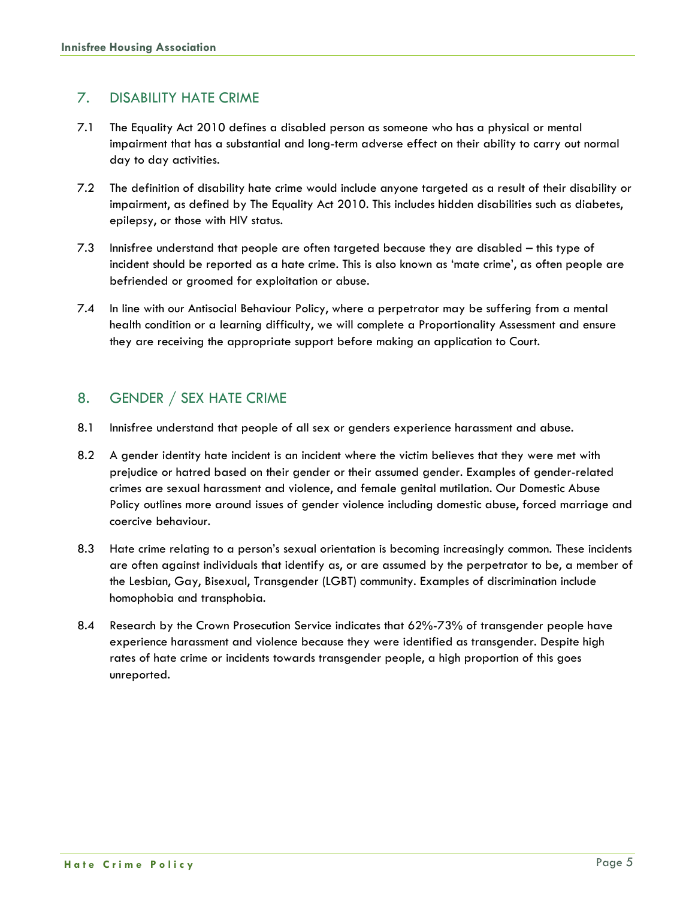## 7. DISABILITY HATE CRIME

7.1 The Equality Act 2010 defines a disabled person as someone who has a physical or mental impairment that has a substantial and long-term adverse effect on their ability to carry out normal day to day activities.

7.2 The definition of disability hate crime would include anyone targeted as a result of their disability or impairment, as defined by The Equality Act 2010. This includes hidden disabilities such as diabetes, epilepsy, or those with HIV status.

7.3 Innisfree understand that people are often targeted because they are disabled – this type of incident should be reported as a hate crime. This is also known as 'mate crime', as often people are befriended or groomed for exploitation or abuse.

7.4 In line with our Antisocial Behaviour Policy, where a perpetrator may be suffering from a mental health condition or a learning difficulty, we will complete a Proportionality Assessment and ensure they are receiving the appropriate support before making an application to Court.

## 8. GENDER / SEX HATE CRIME

8.1 Innisfree understand that people of all sex or genders experience harassment and abuse.

8.2 A gender identity hate incident is an incident where the victim believes that they were met with prejudice or hatred based on their gender or their assumed gender. Examples of gender-related crimes are sexual harassment and violence, and female genital mutilation. Our Domestic Abuse Policy outlines more around issues of gender violence including domestic abuse, forced marriage and coercive behaviour.

8.3 Hate crime relating to a person's sexual orientation is becoming increasingly common. These incidents are often against individuals that identify as, or are assumed by the perpetrator to be, a member of the Lesbian, Gay, Bisexual, Transgender (LGBT) community. Examples of discrimination include homophobia and transphobia.

8.4 Research by the Crown Prosecution Service indicates that 62%-73% of transgender people have experience harassment and violence because they were identified as transgender. Despite high rates of hate crime or incidents towards transgender people, a high proportion of this goes unreported.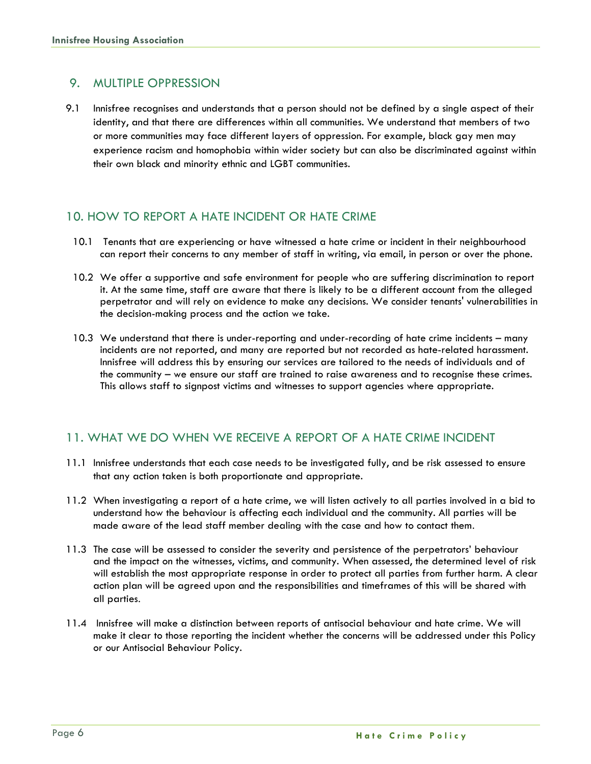## 9. MULTIPLE OPPRESSION

9.1 Innisfree recognises and understands that a person should not be defined by a single aspect of their identity, and that there are differences within all communities. We understand that members of two or more communities may face different layers of oppression. For example, black gay men may experience racism and homophobia within wider society but can also be discriminated against within their own black and minority ethnic and LGBT communities.

## 10. HOW TO REPORT A HATE INCIDENT OR HATE CRIME

10.1 Tenants that are experiencing or have witnessed a hate crime or incident in their neighbourhood can report their concerns to any member of staff in writing, via email, in person or over the phone.

10.2 We offer a supportive and safe environment for people who are suffering discrimination to report it. At the same time, staff are aware that there is likely to be a different account from the alleged perpetrator and will rely on evidence to make any decisions. We consider tenants' vulnerabilities in the decision-making process and the action we take.

10.3 We understand that there is under-reporting and under-recording of hate crime incidents – many incidents are not reported, and many are reported but not recorded as hate-related harassment. Innisfree will address this by ensuring our services are tailored to the needs of individuals and of the community – we ensure our staff are trained to raise awareness and to recognise these crimes. This allows staff to signpost victims and witnesses to support agencies where appropriate.

## 11. WHAT WE DO WHEN WE RECEIVE A REPORT OF A HATE CRIME INCIDENT

11.1 Innisfree understands that each case needs to be investigated fully, and be risk assessed to ensure that any action taken is both proportionate and appropriate.

11.2 When investigating a report of a hate crime, we will listen actively to all parties involved in a bid to understand how the behaviour is affecting each individual and the community. All parties will be made aware of the lead staff member dealing with the case and how to contact them.

11.3 The case will be assessed to consider the severity and persistence of the perpetrators' behaviour and the impact on the witnesses, victims, and community. When assessed, the determined level of risk will establish the most appropriate response in order to protect all parties from further harm. A clear action plan will be agreed upon and the responsibilities and timeframes of this will be shared with all parties.

11.4 Innisfree will make a distinction between reports of antisocial behaviour and hate crime. We will make it clear to those reporting the incident whether the concerns will be addressed under this Policy or our Antisocial Behaviour Policy.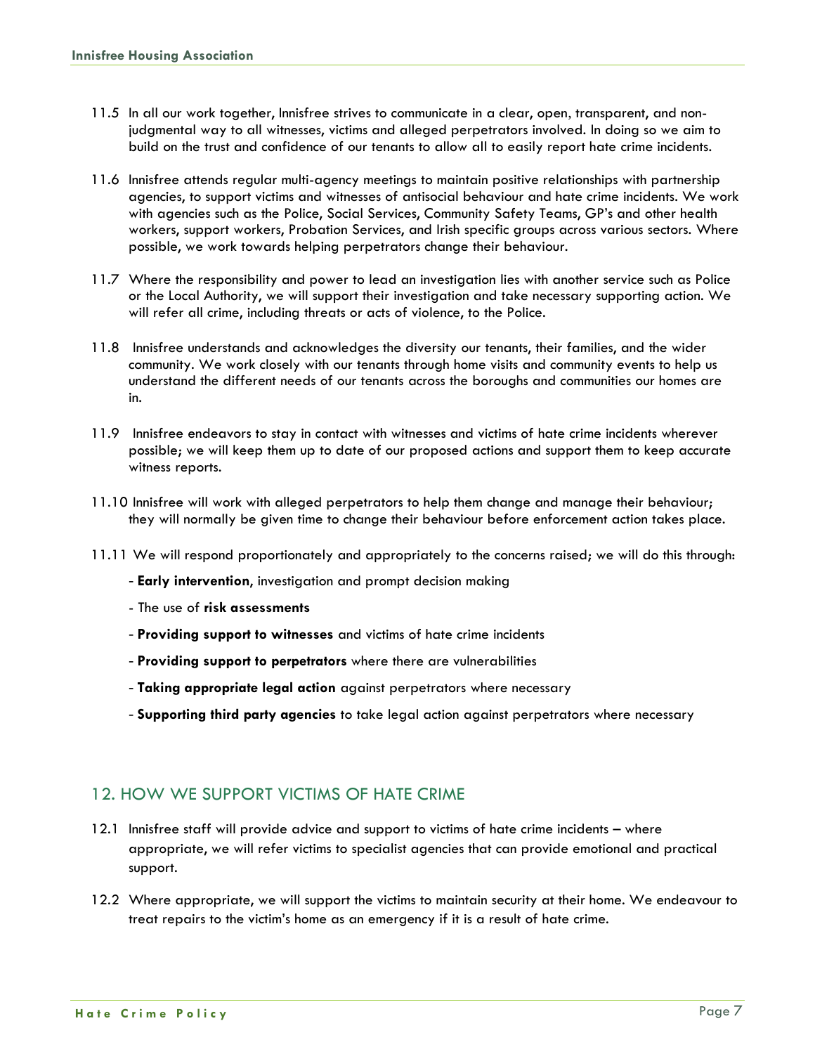11.5 In all our work together, Innisfree strives to communicate in a clear, open, transparent, and non-judgmental way to all witnesses, victims and alleged perpetrators involved. In doing so we aim to build on the trust and confidence of our tenants to allow all to easily report hate crime incidents.

11.6 Innisfree attends regular multi-agency meetings to maintain positive relationships with partnership agencies, to support victims and witnesses of antisocial behaviour and hate crime incidents. We work with agencies such as the Police, Social Services, Community Safety Teams, GP's and other health workers, support workers, Probation Services, and Irish specific groups across various sectors. Where possible, we work towards helping perpetrators change their behaviour.

11.7 Where the responsibility and power to lead an investigation lies with another service such as Police or the Local Authority, we will support their investigation and take necessary supporting action. We will refer all crime, including threats or acts of violence, to the Police.

11.8 Innisfree understands and acknowledges the diversity our tenants, their families, and the wider community. We work closely with our tenants through home visits and community events to help us understand the different needs of our tenants across the boroughs and communities our homes are in.

11.9 Innisfree endeavors to stay in contact with witnesses and victims of hate crime incidents wherever possible; we will keep them up to date of our proposed actions and support them to keep accurate witness reports.

11.10 Innisfree will work with alleged perpetrators to help them change and manage their behaviour; they will normally be given time to change their behaviour before enforcement action takes place.

11.11 We will respond proportionately and appropriately to the concerns raised; we will do this through:

- **Early intervention**, investigation and prompt decision making
- The use of **risk assessments**
- **Providing support to witnesses** and victims of hate crime incidents
- **Providing support to perpetrators** where there are vulnerabilities
- **Taking appropriate legal action** against perpetrators where necessary
- **Supporting third party agencies** to take legal action against perpetrators where necessary

## 12. HOW WE SUPPORT VICTIMS OF HATE CRIME

12.1 Innisfree staff will provide advice and support to victims of hate crime incidents – where appropriate, we will refer victims to specialist agencies that can provide emotional and practical support.

12.2 Where appropriate, we will support the victims to maintain security at their home. We endeavour to treat repairs to the victim's home as an emergency if it is a result of hate crime.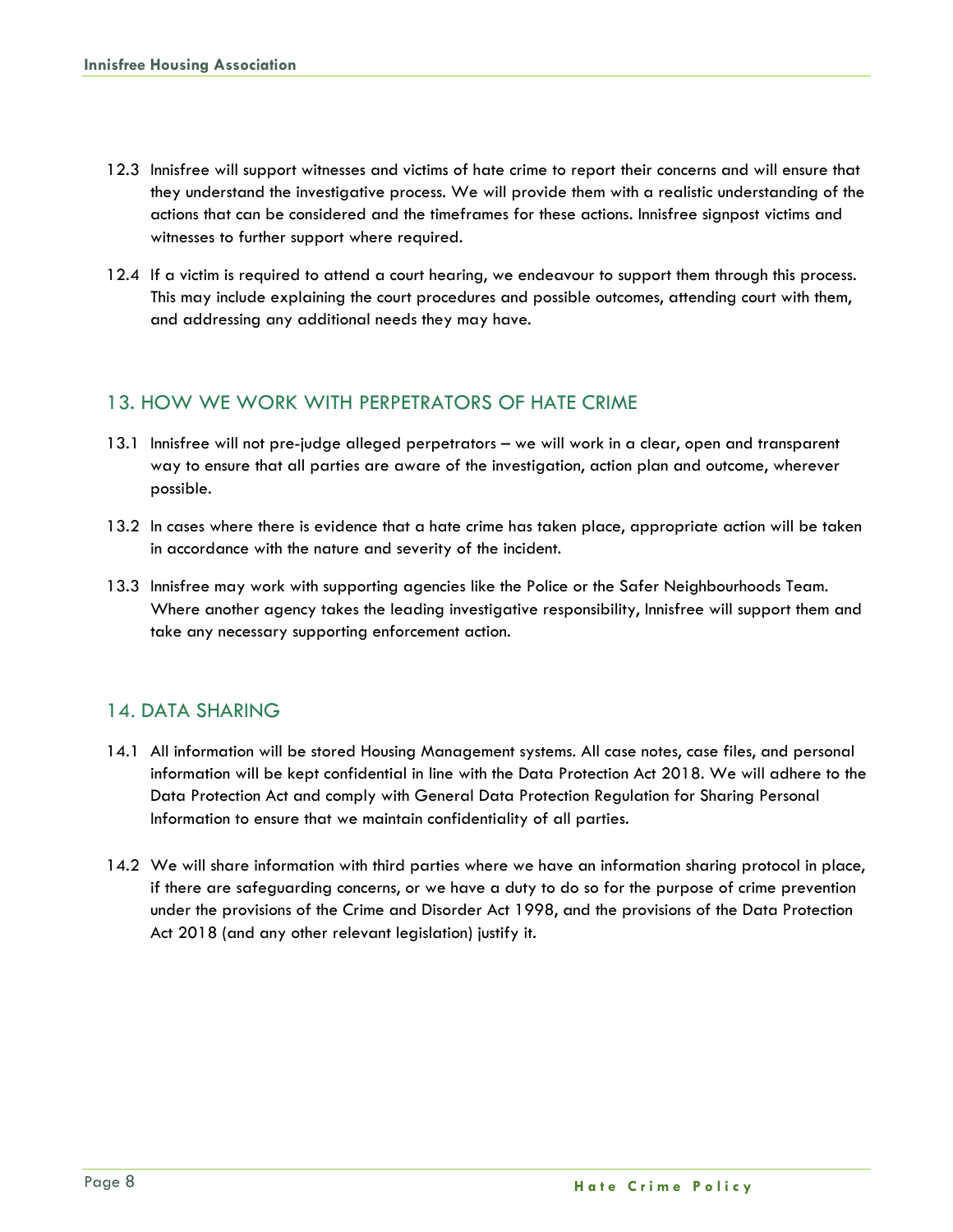12.3 Innisfree will support witnesses and victims of hate crime to report their concerns and will ensure that they understand the investigative process. We will provide them with a realistic understanding of the actions that can be considered and the timeframes for these actions. Innisfree signpost victims and witnesses to further support where required.

12.4 If a victim is required to attend a court hearing, we endeavour to support them through this process. This may include explaining the court procedures and possible outcomes, attending court with them, and addressing any additional needs they may have.

## 13. HOW WE WORK WITH PERPETRATORS OF HATE CRIME

13.1 Innisfree will not pre-judge alleged perpetrators – we will work in a clear, open and transparent way to ensure that all parties are aware of the investigation, action plan and outcome, wherever possible.

13.2 In cases where there is evidence that a hate crime has taken place, appropriate action will be taken in accordance with the nature and severity of the incident.

13.3 Innisfree may work with supporting agencies like the Police or the Safer Neighbourhoods Team. Where another agency takes the leading investigative responsibility, Innisfree will support them and take any necessary supporting enforcement action.

## 14. DATA SHARING

14.1 All information will be stored Housing Management systems. All case notes, case files, and personal information will be kept confidential in line with the Data Protection Act 2018. We will adhere to the Data Protection Act and comply with General Data Protection Regulation for Sharing Personal Information to ensure that we maintain confidentiality of all parties.

14.2 We will share information with third parties where we have an information sharing protocol in place, if there are safeguarding concerns, or we have a duty to do so for the purpose of crime prevention under the provisions of the Crime and Disorder Act 1998, and the provisions of the Data Protection Act 2018 (and any other relevant legislation) justify it.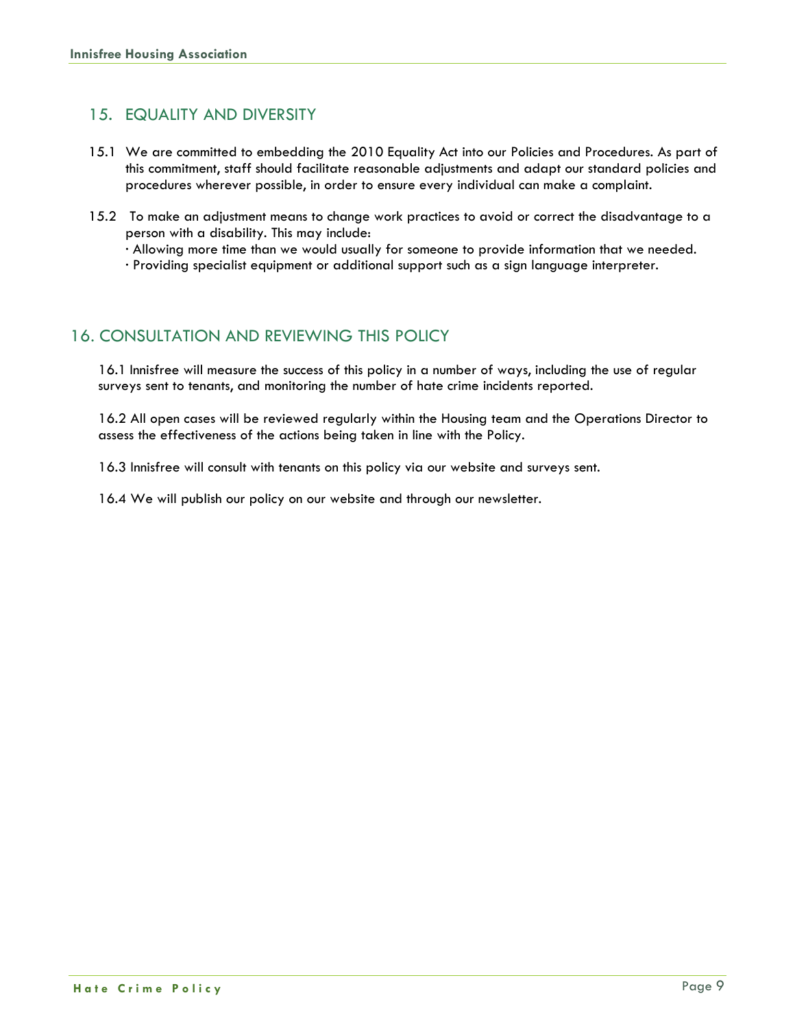## 15. EQUALITY AND DIVERSITY

15.1 We are committed to embedding the 2010 Equality Act into our Policies and Procedures. As part of this commitment, staff should facilitate reasonable adjustments and adapt our standard policies and procedures wherever possible, in order to ensure every individual can make a complaint.

15.2 To make an adjustment means to change work practices to avoid or correct the disadvantage to a person with a disability. This may include:

- Allowing more time than we would usually for someone to provide information that we needed.
- Providing specialist equipment or additional support such as a sign language interpreter.

## 16. CONSULTATION AND REVIEWING THIS POLICY

16.1 Innisfree will measure the success of this policy in a number of ways, including the use of regular surveys sent to tenants, and monitoring the number of hate crime incidents reported.

16.2 All open cases will be reviewed regularly within the Housing team and the Operations Director to assess the effectiveness of the actions being taken in line with the Policy.

16.3 Innisfree will consult with tenants on this policy via our website and surveys sent.

16.4 We will publish our policy on our website and through our newsletter.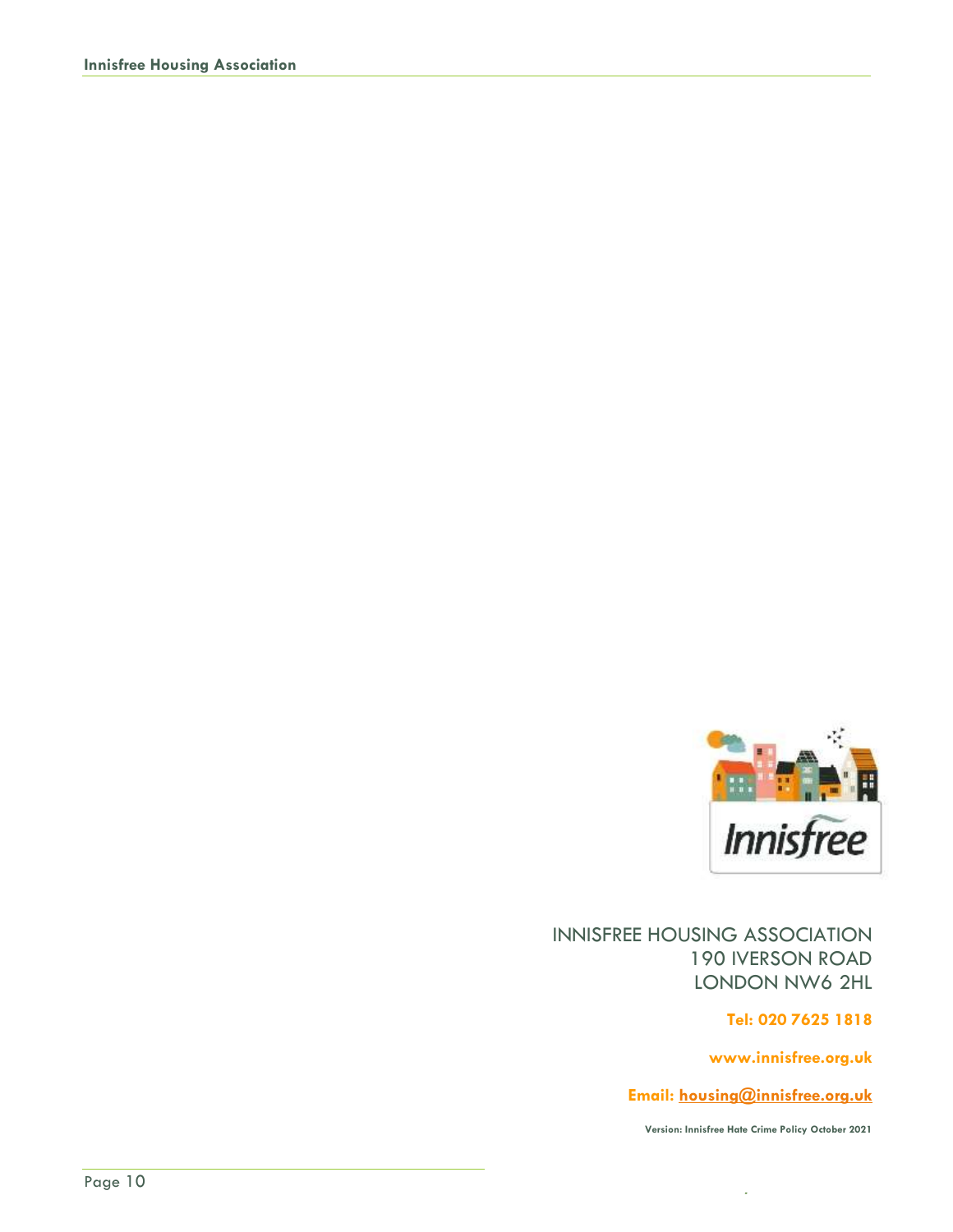INNISFREE HOUSING ASSOCIATION
190 IVERSON ROAD
LONDON NW6 2HL

**Tel: 020 7625 1818**

**www.innisfree.org.uk**

**Email: housing@innisfree.org.uk**

**Version: Innisfree Hate Crime Policy October 2021**